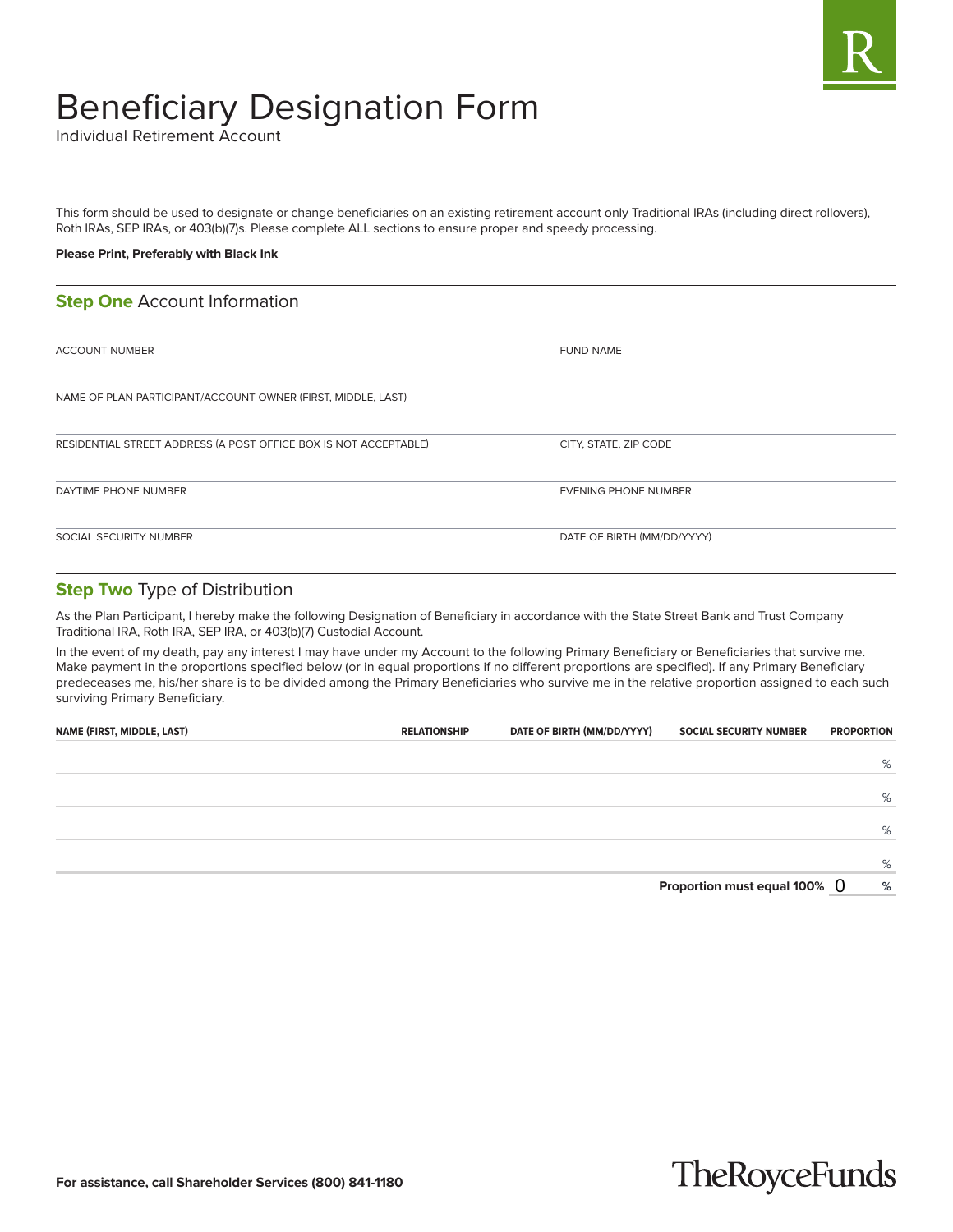# Beneficiary Designation Form

Individual Retirement Account

This form should be used to designate or change beneficiaries on an existing retirement account only Traditional IRAs (including direct rollovers), Roth IRAs, SEP IRAs, or 403(b)(7)s. Please complete ALL sections to ensure proper and speedy processing.

**Please Print, Preferably with Black Ink**

## Step One Account Information

ACCOUNT NUMBER

FUND NAME

NAME OF PLAN PARTICIPANT/ACCOUNT OWNER (FIRST, MIDDLE, LAST)

RESIDENTIAL STREET ADDRESS (A POST OFFICE BOX IS NOT ACCEPTABLE)

CITY, STATE, ZIP CODE

DAYTIME PHONE NUMBER

EVENING PHONE NUMBER

SOCIAL SECURITY NUMBER

DATE OF BIRTH (MM/DD/YYYY)

## Step Two Type of Distribution

As the Plan Participant, I hereby make the following Designation of Beneficiary in accordance with the State Street Bank and Trust Company Traditional IRA, Roth IRA, SEP IRA, or 403(b)(7) Custodial Account.

In the event of my death, pay any interest I may have under my Account to the following Primary Beneficiary or Beneficiaries that survive me. Make payment in the proportions specified below (or in equal proportions if no different proportions are specified). If any Primary Beneficiary predeceases me, his/her share is to be divided among the Primary Beneficiaries who survive me in the relative proportion assigned to each such surviving Primary Beneficiary.

| NAME (FIRST, MIDDLE, LAST) | RELATIONSHIP | DATE OF BIRTH (MM/DD/YYYY) | SOCIAL SECURITY NUMBER | PROPORTION |
|---|---|---|---|---|
| | | | | % |
| | | | | % |
| | | | | % |
| | | | | % |
| | | | **Proportion must equal 100%** | 0 % |

For assistance, call Shareholder Services (800) 841-1180

TheRoyceFunds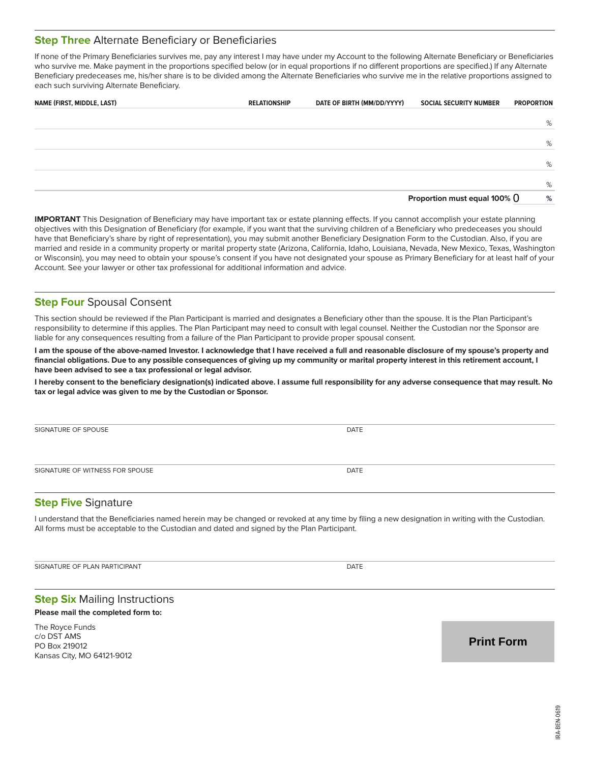## **Step Three** Alternate Beneficiary or Beneficiaries

If none of the Primary Beneficiaries survives me, pay any interest I may have under my Account to the following Alternate Beneficiary or Beneficiaries who survive me. Make payment in the proportions specified below (or in equal proportions if no different proportions are specified.) If any Alternate Beneficiary predeceases me, his/her share is to be divided among the Alternate Beneficiaries who survive me in the relative proportions assigned to each such surviving Alternate Beneficiary.

| NAME (FIRST, MIDDLE, LAST) | RELATIONSHIP | DATE OF BIRTH (MM/DD/YYYY) | SOCIAL SECURITY NUMBER | PROPORTION |
|---|---|---|---|---|
| | | | | % |
| | | | | % |
| | | | | % |
| | | | | % |
| | | | Proportion must equal 100% 0 | % |

**IMPORTANT** This Designation of Beneficiary may have important tax or estate planning effects. If you cannot accomplish your estate planning objectives with this Designation of Beneficiary (for example, if you want that the surviving children of a Beneficiary who predeceases you should have that Beneficiary's share by right of representation), you may submit another Beneficiary Designation Form to the Custodian. Also, if you are married and reside in a community property or marital property state (Arizona, California, Idaho, Louisiana, Nevada, New Mexico, Texas, Washington or Wisconsin), you may need to obtain your spouse's consent if you have not designated your spouse as Primary Beneficiary for at least half of your Account. See your lawyer or other tax professional for additional information and advice.

## **Step Four** Spousal Consent

This section should be reviewed if the Plan Participant is married and designates a Beneficiary other than the spouse. It is the Plan Participant's responsibility to determine if this applies. The Plan Participant may need to consult with legal counsel. Neither the Custodian nor the Sponsor are liable for any consequences resulting from a failure of the Plan Participant to provide proper spousal consent.

**I am the spouse of the above-named Investor. I acknowledge that I have received a full and reasonable disclosure of my spouse's property and financial obligations. Due to any possible consequences of giving up my community or marital property interest in this retirement account, I have been advised to see a tax professional or legal advisor.**

**I hereby consent to the beneficiary designation(s) indicated above. I assume full responsibility for any adverse consequence that may result. No tax or legal advice was given to me by the Custodian or Sponsor.**

SIGNATURE OF SPOUSE | DATE

SIGNATURE OF WITNESS FOR SPOUSE | DATE

## **Step Five** Signature

I understand that the Beneficiaries named herein may be changed or revoked at any time by filing a new designation in writing with the Custodian. All forms must be acceptable to the Custodian and dated and signed by the Plan Participant.

SIGNATURE OF PLAN PARTICIPANT | DATE

## **Step Six** Mailing Instructions

**Please mail the completed form to:**

The Royce Funds
c/o DST AMS
PO Box 219012
Kansas City, MO 64121-9012

**Print Form**

IRA-BEN-0619